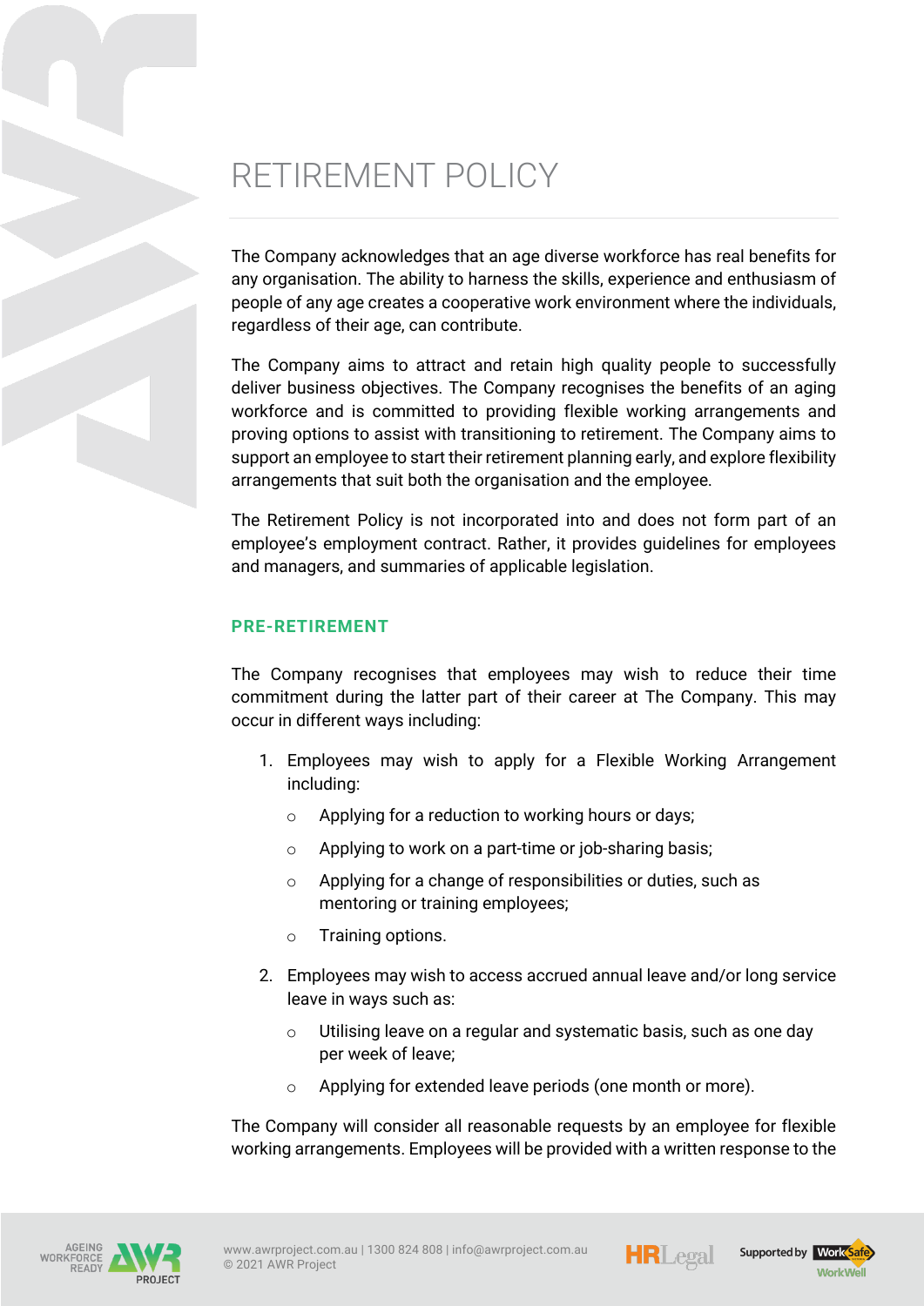# RETIREMENT POLICY

The Company acknowledges that an age diverse workforce has real benefits for any organisation. The ability to harness the skills, experience and enthusiasm of people of any age creates a cooperative work environment where the individuals, regardless of their age, can contribute.

The Company aims to attract and retain high quality people to successfully deliver business objectives. The Company recognises the benefits of an aging workforce and is committed to providing flexible working arrangements and proving options to assist with transitioning to retirement. The Company aims to support an employee to start their retirement planning early, and explore flexibility arrangements that suit both the organisation and the employee.

The Retirement Policy is not incorporated into and does not form part of an employee's employment contract. Rather, it provides guidelines for employees and managers, and summaries of applicable legislation.

## PRE-RETIREMENT

The Company recognises that employees may wish to reduce their time commitment during the latter part of their career at The Company. This may occur in different ways including:

1. Employees may wish to apply for a Flexible Working Arrangement including:
   - Applying for a reduction to working hours or days;
   - Applying to work on a part-time or job-sharing basis;
   - Applying for a change of responsibilities or duties, such as mentoring or training employees;
   - Training options.
2. Employees may wish to access accrued annual leave and/or long service leave in ways such as:
   - Utilising leave on a regular and systematic basis, such as one day per week of leave;
   - Applying for extended leave periods (one month or more).

The Company will consider all reasonable requests by an employee for flexible working arrangements. Employees will be provided with a written response to the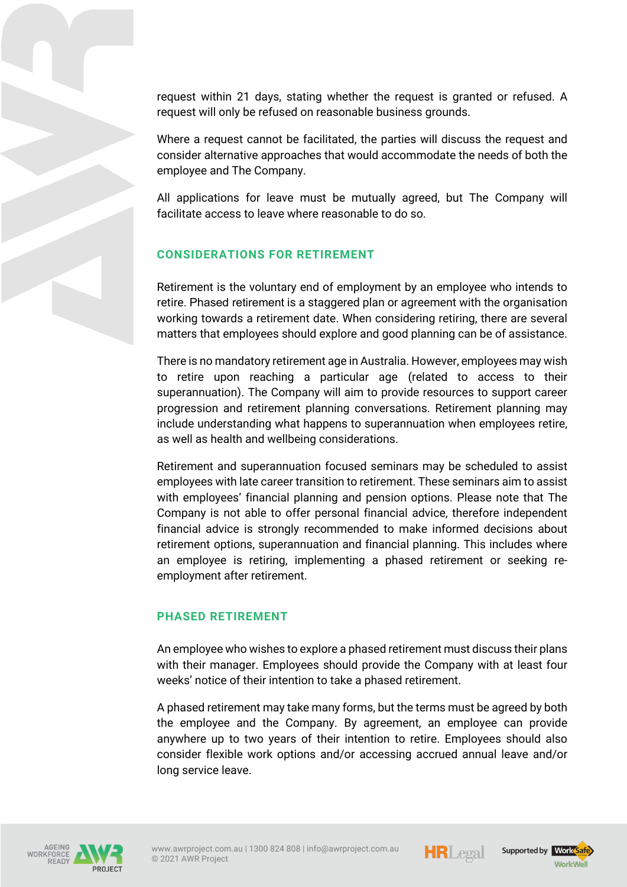request within 21 days, stating whether the request is granted or refused. A request will only be refused on reasonable business grounds.

Where a request cannot be facilitated, the parties will discuss the request and consider alternative approaches that would accommodate the needs of both the employee and The Company.

All applications for leave must be mutually agreed, but The Company will facilitate access to leave where reasonable to do so.

## CONSIDERATIONS FOR RETIREMENT

Retirement is the voluntary end of employment by an employee who intends to retire. Phased retirement is a staggered plan or agreement with the organisation working towards a retirement date. When considering retiring, there are several matters that employees should explore and good planning can be of assistance.

There is no mandatory retirement age in Australia. However, employees may wish to retire upon reaching a particular age (related to access to their superannuation). The Company will aim to provide resources to support career progression and retirement planning conversations. Retirement planning may include understanding what happens to superannuation when employees retire, as well as health and wellbeing considerations.

Retirement and superannuation focused seminars may be scheduled to assist employees with late career transition to retirement. These seminars aim to assist with employees' financial planning and pension options. Please note that The Company is not able to offer personal financial advice, therefore independent financial advice is strongly recommended to make informed decisions about retirement options, superannuation and financial planning. This includes where an employee is retiring, implementing a phased retirement or seeking re-employment after retirement.

## PHASED RETIREMENT

An employee who wishes to explore a phased retirement must discuss their plans with their manager. Employees should provide the Company with at least four weeks' notice of their intention to take a phased retirement.

A phased retirement may take many forms, but the terms must be agreed by both the employee and the Company. By agreement, an employee can provide anywhere up to two years of their intention to retire. Employees should also consider flexible work options and/or accessing accrued annual leave and/or long service leave.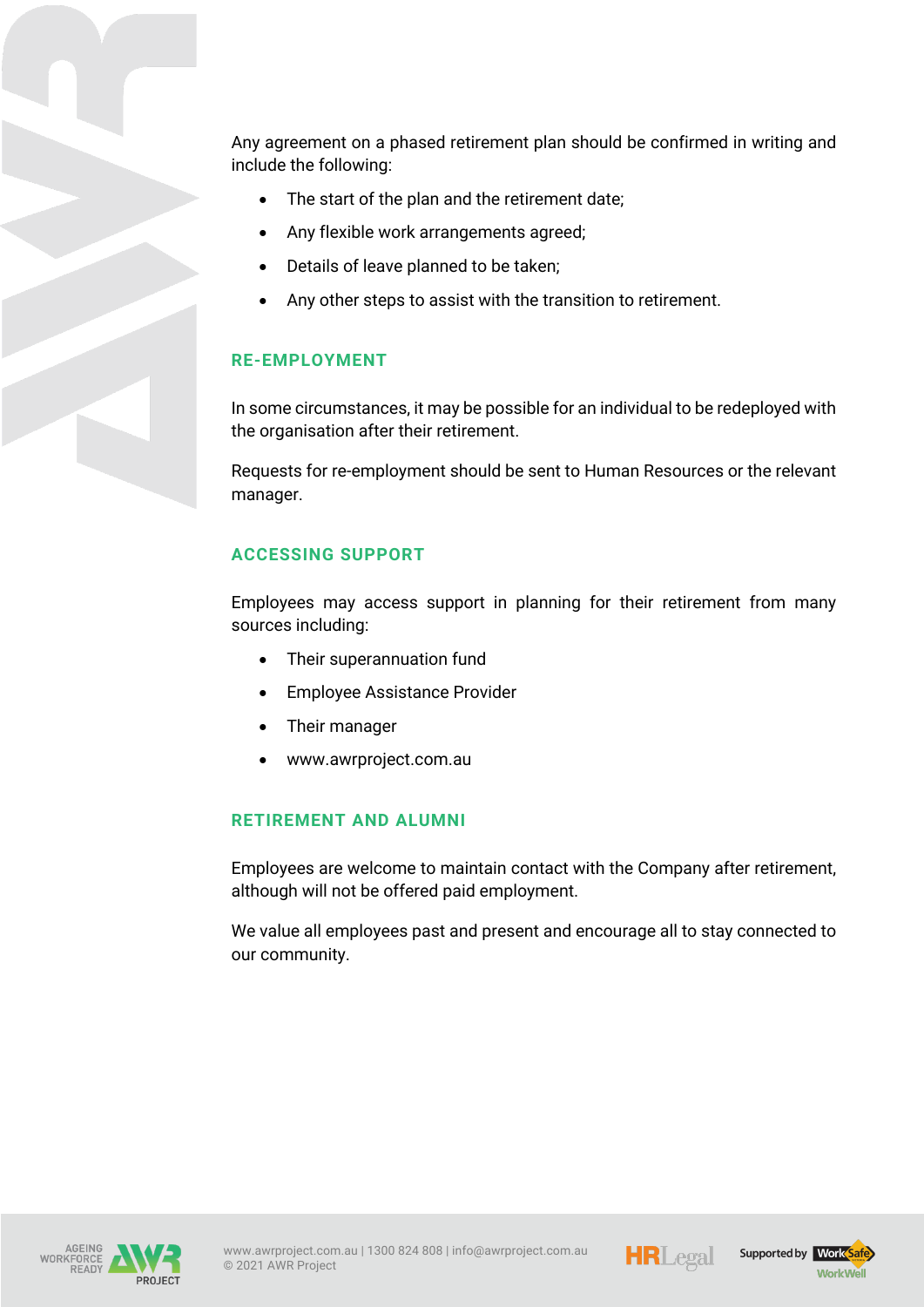Any agreement on a phased retirement plan should be confirmed in writing and include the following:

- The start of the plan and the retirement date;
- Any flexible work arrangements agreed;
- Details of leave planned to be taken;
- Any other steps to assist with the transition to retirement.

## RE-EMPLOYMENT

In some circumstances, it may be possible for an individual to be redeployed with the organisation after their retirement.

Requests for re-employment should be sent to Human Resources or the relevant manager.

## ACCESSING SUPPORT

Employees may access support in planning for their retirement from many sources including:

- Their superannuation fund
- Employee Assistance Provider
- Their manager
- www.awrproject.com.au

## RETIREMENT AND ALUMNI

Employees are welcome to maintain contact with the Company after retirement, although will not be offered paid employment.

We value all employees past and present and encourage all to stay connected to our community.